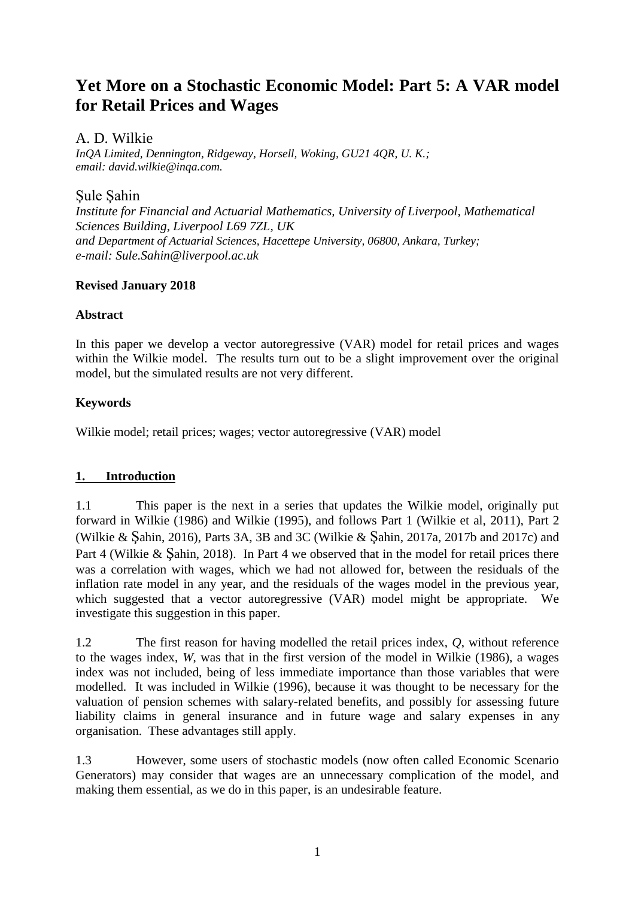# Yet More on a Stochastic Economic Model: Part 5: A VAR model for Retail Prices and Wages

A. D. Wilkie

*InQA Limited, Dennington, Ridgeway, Horsell, Woking, GU21 4QR, U. K.; email: david.wilkie@inqa.com.*

Şule Şahin

*Institute for Financial and Actuarial Mathematics, University of Liverpool, Mathematical Sciences Building, Liverpool L69 7ZL, UK*
*and Department of Actuarial Sciences, Hacettepe University, 06800, Ankara, Turkey; e-mail: Sule.Sahin@liverpool.ac.uk*

**Revised January 2018**

**Abstract**

In this paper we develop a vector autoregressive (VAR) model for retail prices and wages within the Wilkie model. The results turn out to be a slight improvement over the original model, but the simulated results are not very different.

**Keywords**

Wilkie model; retail prices; wages; vector autoregressive (VAR) model

## 1. Introduction

1.1 This paper is the next in a series that updates the Wilkie model, originally put forward in Wilkie (1986) and Wilkie (1995), and follows Part 1 (Wilkie et al, 2011), Part 2 (Wilkie & Şahin, 2016), Parts 3A, 3B and 3C (Wilkie & Şahin, 2017a, 2017b and 2017c) and Part 4 (Wilkie & Şahin, 2018). In Part 4 we observed that in the model for retail prices there was a correlation with wages, which we had not allowed for, between the residuals of the inflation rate model in any year, and the residuals of the wages model in the previous year, which suggested that a vector autoregressive (VAR) model might be appropriate. We investigate this suggestion in this paper.

1.2 The first reason for having modelled the retail prices index, $Q$, without reference to the wages index, $W$, was that in the first version of the model in Wilkie (1986), a wages index was not included, being of less immediate importance than those variables that were modelled. It was included in Wilkie (1996), because it was thought to be necessary for the valuation of pension schemes with salary-related benefits, and possibly for assessing future liability claims in general insurance and in future wage and salary expenses in any organisation. These advantages still apply.

1.3 However, some users of stochastic models (now often called Economic Scenario Generators) may consider that wages are an unnecessary complication of the model, and making them essential, as we do in this paper, is an undesirable feature.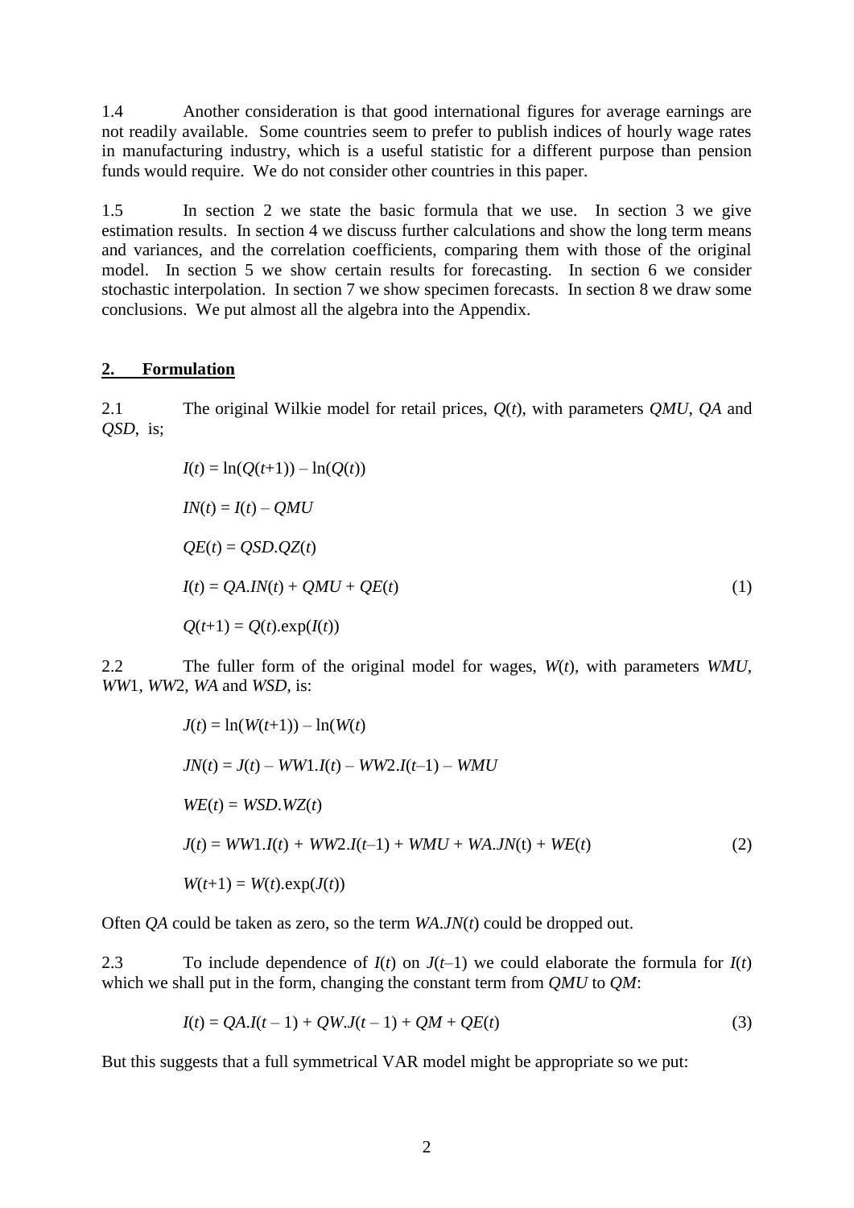1.4 Another consideration is that good international figures for average earnings are not readily available. Some countries seem to prefer to publish indices of hourly wage rates in manufacturing industry, which is a useful statistic for a different purpose than pension funds would require. We do not consider other countries in this paper.

1.5 In section 2 we state the basic formula that we use. In section 3 we give estimation results. In section 4 we discuss further calculations and show the long term means and variances, and the correlation coefficients, comparing them with those of the original model. In section 5 we show certain results for forecasting. In section 6 we consider stochastic interpolation. In section 7 we show specimen forecasts. In section 8 we draw some conclusions. We put almost all the algebra into the Appendix.

## 2. Formulation

2.1 The original Wilkie model for retail prices, $Q(t)$, with parameters $QMU$, $QA$ and $QSD$, is;

$$I(t) = \ln(Q(t+1)) - \ln(Q(t))$$

$$IN(t) = I(t) - QMU$$

$$QE(t) = QSD.QZ(t)$$

$$I(t) = QA.IN(t) + QMU + QE(t) \quad (1)$$

$$Q(t+1) = Q(t).\exp(I(t))$$

2.2 The fuller form of the original model for wages, $W(t)$, with parameters $WMU$, $WW1$, $WW2$, $WA$ and $WSD$, is:

$$J(t) = \ln(W(t+1)) - \ln(W(t))$$

$$JN(t) = J(t) - WW1.I(t) - WW2.I(t-1) - WMU$$

$$WE(t) = WSD.WZ(t)$$

$$J(t) = WW1.I(t) + WW2.I(t-1) + WMU + WA.JN(t) + WE(t) \quad (2)$$

$$W(t+1) = W(t).\exp(J(t))$$

Often $QA$ could be taken as zero, so the term $WA.JN(t)$ could be dropped out.

2.3 To include dependence of $I(t)$ on $J(t-1)$ we could elaborate the formula for $I(t)$ which we shall put in the form, changing the constant term from $QMU$ to $QM$:

$$I(t) = QA.I(t-1) + QW.J(t-1) + QM + QE(t) \quad (3)$$

But this suggests that a full symmetrical VAR model might be appropriate so we put: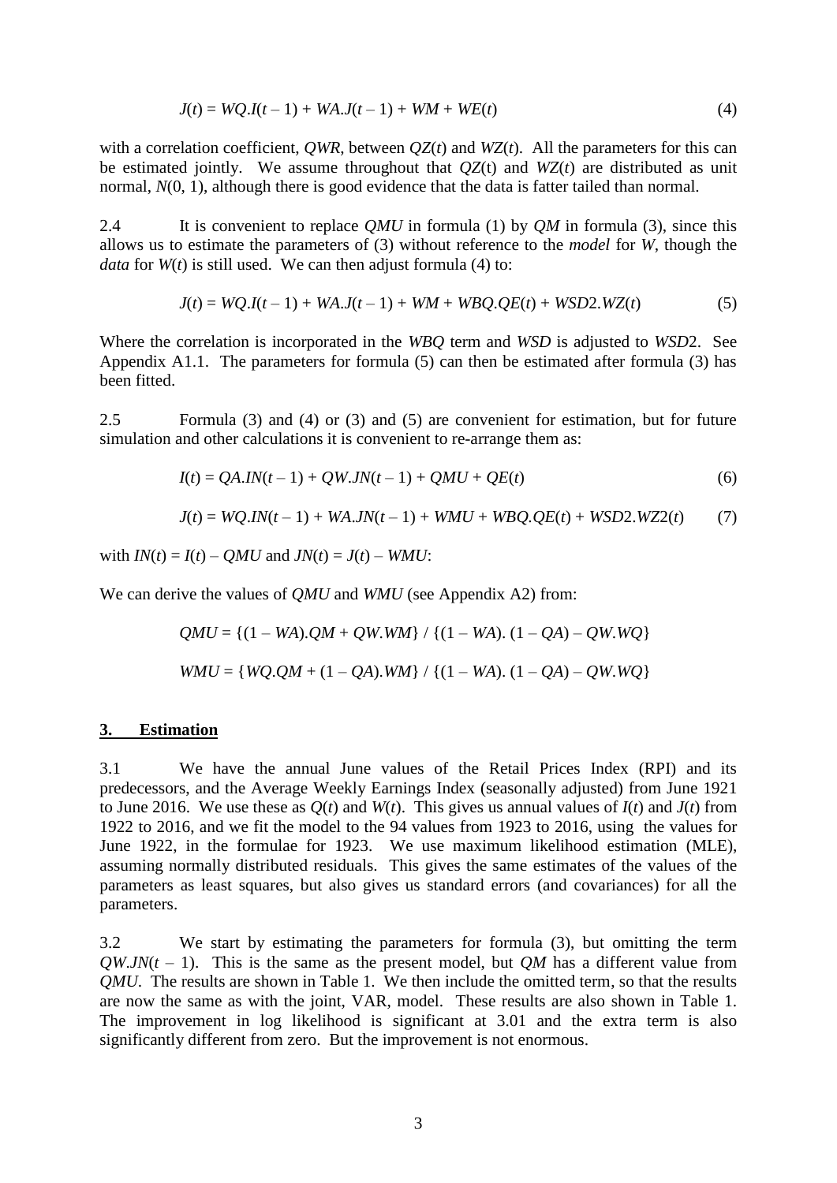$$J(t) = WQ.I(t-1) + WA.J(t-1) + WM + WE(t) \quad (4)$$

with a correlation coefficient, *QWR*, between $QZ(t)$ and $WZ(t)$. All the parameters for this can be estimated jointly. We assume throughout that $QZ$(t) and $WZ(t)$ are distributed as unit normal, $N(0, 1)$, although there is good evidence that the data is fatter tailed than normal.

2.4 It is convenient to replace *QMU* in formula (1) by *QM* in formula (3), since this allows us to estimate the parameters of (3) without reference to the *model* for *W*, though the *data* for $W(t)$ is still used. We can then adjust formula (4) to:

$$J(t) = WQ.I(t-1) + WA.J(t-1) + WM + WBQ.QE(t) + WSD2.WZ(t) \quad (5)$$

Where the correlation is incorporated in the *WBQ* term and *WSD* is adjusted to *WSD*2. See Appendix A1.1. The parameters for formula (5) can then be estimated after formula (3) has been fitted.

2.5 Formula (3) and (4) or (3) and (5) are convenient for estimation, but for future simulation and other calculations it is convenient to re-arrange them as:

$$I(t) = QA.IN(t-1) + QW.JN(t-1) + QMU + QE(t) \quad (6)$$

$$J(t) = WQ.IN(t-1) + WA.JN(t-1) + WMU + WBQ.QE(t) + WSD2.WZ2(t) \quad (7)$$

with $IN(t) = I(t) - QMU$ and $JN(t) = J(t) - WMU$:

We can derive the values of *QMU* and *WMU* (see Appendix A2) from:

$$QMU = \{(1 - WA).QM + QW.WM\} / \{(1 - WA).(1 - QA) - QW.WQ\}$$

$$WMU = \{WQ.QM + (1 - QA).WM\} / \{(1 - WA).(1 - QA) - QW.WQ\}$$

## 3. Estimation

3.1 We have the annual June values of the Retail Prices Index (RPI) and its predecessors, and the Average Weekly Earnings Index (seasonally adjusted) from June 1921 to June 2016. We use these as $Q(t)$ and $W(t)$. This gives us annual values of $I(t)$ and $J(t)$ from 1922 to 2016, and we fit the model to the 94 values from 1923 to 2016, using the values for June 1922, in the formulae for 1923. We use maximum likelihood estimation (MLE), assuming normally distributed residuals. This gives the same estimates of the values of the parameters as least squares, but also gives us standard errors (and covariances) for all the parameters.

3.2 We start by estimating the parameters for formula (3), but omitting the term $QW.JN(t-1)$. This is the same as the present model, but *QM* has a different value from *QMU*. The results are shown in Table 1. We then include the omitted term, so that the results are now the same as with the joint, VAR, model. These results are also shown in Table 1. The improvement in log likelihood is significant at 3.01 and the extra term is also significantly different from zero. But the improvement is not enormous.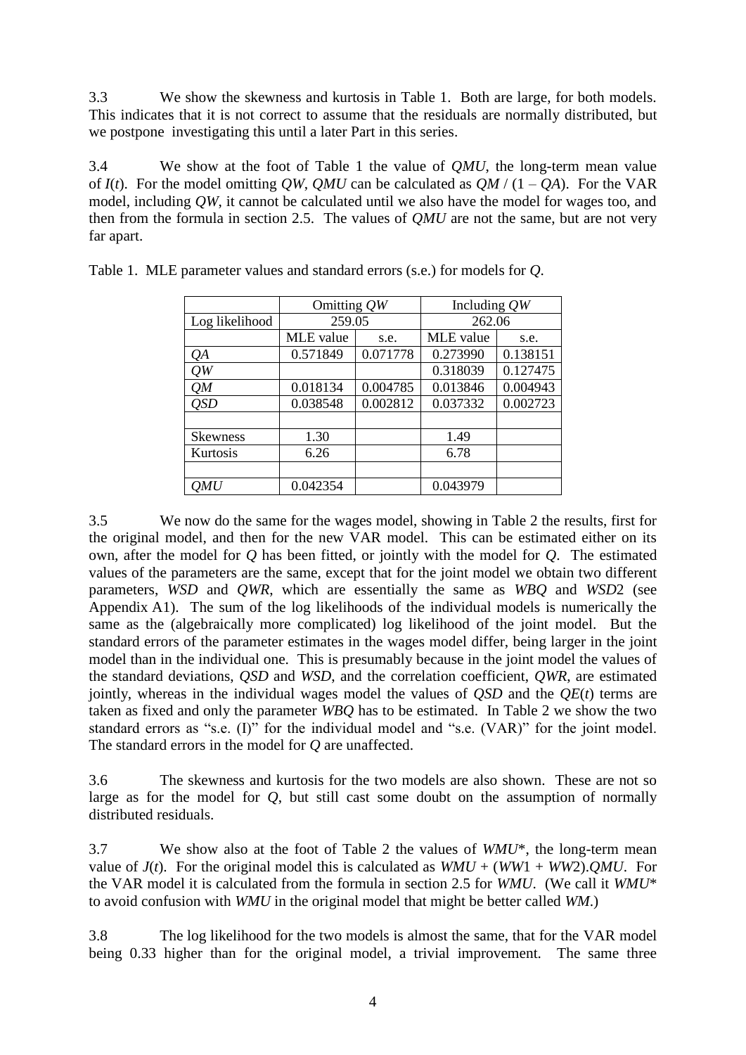3.3 We show the skewness and kurtosis in Table 1. Both are large, for both models. This indicates that it is not correct to assume that the residuals are normally distributed, but we postpone investigating this until a later Part in this series.

3.4 We show at the foot of Table 1 the value of *QMU*, the long-term mean value of $I(t)$. For the model omitting *QW*, *QMU* can be calculated as $QM / (1 - QA)$. For the VAR model, including *QW*, it cannot be calculated until we also have the model for wages too, and then from the formula in section 2.5. The values of *QMU* are not the same, but are not very far apart.

Table 1. MLE parameter values and standard errors (s.e.) for models for *Q*.

| | Omitting *QW* | | Including *QW* | |
|---|---|---|---|---|
| Log likelihood | 259.05 | | 262.06 | |
| | MLE value | s.e. | MLE value | s.e. |
| *QA* | 0.571849 | 0.071778 | 0.273990 | 0.138151 |
| *QW* | | | 0.318039 | 0.127475 |
| *QM* | 0.018134 | 0.004785 | 0.013846 | 0.004943 |
| *QSD* | 0.038548 | 0.002812 | 0.037332 | 0.002723 |
| | | | | |
| Skewness | 1.30 | | 1.49 | |
| Kurtosis | 6.26 | | 6.78 | |
| | | | | |
| *QMU* | 0.042354 | | 0.043979 | |

3.5 We now do the same for the wages model, showing in Table 2 the results, first for the original model, and then for the new VAR model. This can be estimated either on its own, after the model for *Q* has been fitted, or jointly with the model for *Q*. The estimated values of the parameters are the same, except that for the joint model we obtain two different parameters, *WSD* and *QWR*, which are essentially the same as *WBQ* and *WSD*2 (see Appendix A1). The sum of the log likelihoods of the individual models is numerically the same as the (algebraically more complicated) log likelihood of the joint model. But the standard errors of the parameter estimates in the wages model differ, being larger in the joint model than in the individual one. This is presumably because in the joint model the values of the standard deviations, *QSD* and *WSD*, and the correlation coefficient, *QWR*, are estimated jointly, whereas in the individual wages model the values of *QSD* and the $QE(t)$ terms are taken as fixed and only the parameter *WBQ* has to be estimated. In Table 2 we show the two standard errors as "s.e. (I)" for the individual model and "s.e. (VAR)" for the joint model. The standard errors in the model for *Q* are unaffected.

3.6 The skewness and kurtosis for the two models are also shown. These are not so large as for the model for *Q*, but still cast some doubt on the assumption of normally distributed residuals.

3.7 We show also at the foot of Table 2 the values of *WMU*\*, the long-term mean value of $J(t)$. For the original model this is calculated as $WMU + (WW1 + WW2).QMU$. For the VAR model it is calculated from the formula in section 2.5 for *WMU*. (We call it *WMU*\* to avoid confusion with *WMU* in the original model that might be better called *WM*.)

3.8 The log likelihood for the two models is almost the same, that for the VAR model being 0.33 higher than for the original model, a trivial improvement. The same three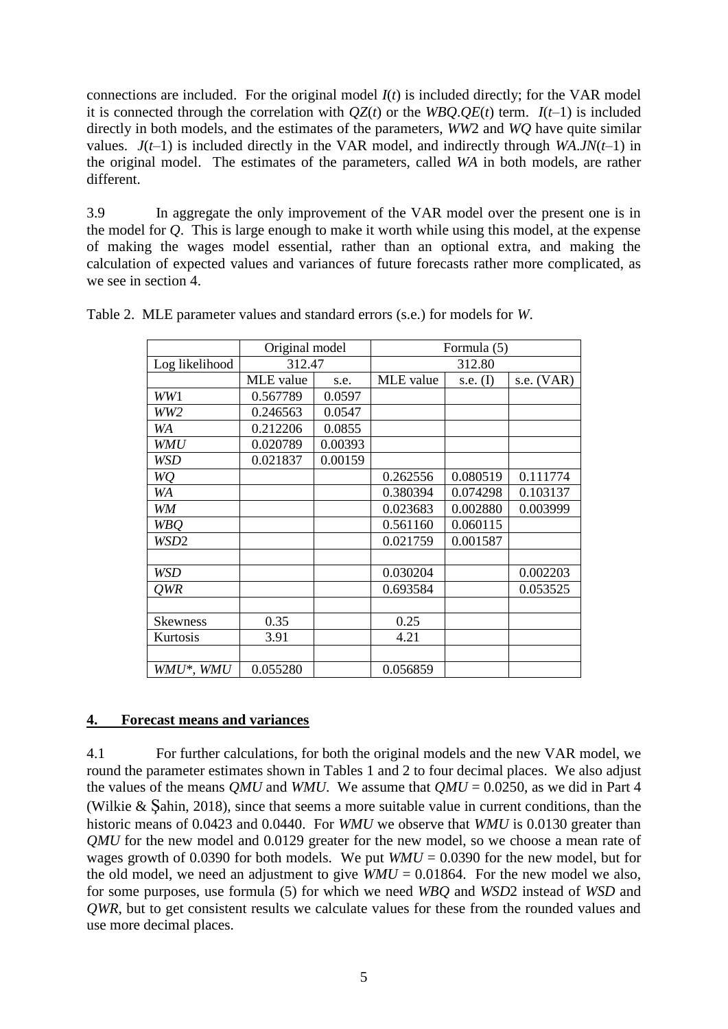connections are included. For the original model $I(t)$ is included directly; for the VAR model it is connected through the correlation with $QZ(t)$ or the $WBQ.QE(t)$ term. $I(t–1)$ is included directly in both models, and the estimates of the parameters, $WW2$ and $WQ$ have quite similar values. $J(t–1)$ is included directly in the VAR model, and indirectly through $WA.JN(t–1)$ in the original model. The estimates of the parameters, called $WA$ in both models, are rather different.

3.9 In aggregate the only improvement of the VAR model over the present one is in the model for $Q$. This is large enough to make it worth while using this model, at the expense of making the wages model essential, rather than an optional extra, and making the calculation of expected values and variances of future forecasts rather more complicated, as we see in section 4.

Table 2. MLE parameter values and standard errors (s.e.) for models for $W$.

| | Original model | | Formula (5) | | |
|---|---|---|---|---|---|
| Log likelihood | 312.47 | | 312.80 | | |
| | MLE value | s.e. | MLE value | s.e. (I) | s.e. (VAR) |
| *WW*1 | 0.567789 | 0.0597 | | | |
| *WW2* | 0.246563 | 0.0547 | | | |
| *WA* | 0.212206 | 0.0855 | | | |
| *WMU* | 0.020789 | 0.00393 | | | |
| *WSD* | 0.021837 | 0.00159 | | | |
| *WQ* | | | 0.262556 | 0.080519 | 0.111774 |
| *WA* | | | 0.380394 | 0.074298 | 0.103137 |
| *WM* | | | 0.023683 | 0.002880 | 0.003999 |
| *WBQ* | | | 0.561160 | 0.060115 | |
| *WSD*2 | | | 0.021759 | 0.001587 | |
| | | | | | |
| *WSD* | | | 0.030204 | | 0.002203 |
| *QWR* | | | 0.693584 | | 0.053525 |
| | | | | | |
| Skewness | 0.35 | | 0.25 | | |
| Kurtosis | 3.91 | | 4.21 | | |
| | | | | | |
| *WMU*\*, *WMU* | 0.055280 | | 0.056859 | | |

## 4. Forecast means and variances

4.1 For further calculations, for both the original models and the new VAR model, we round the parameter estimates shown in Tables 1 and 2 to four decimal places. We also adjust the values of the means $QMU$ and $WMU$. We assume that $QMU = 0.0250$, as we did in Part 4 (Wilkie & Şahin, 2018), since that seems a more suitable value in current conditions, than the historic means of 0.0423 and 0.0440. For $WMU$ we observe that $WMU$ is 0.0130 greater than $QMU$ for the new model and 0.0129 greater for the new model, so we choose a mean rate of wages growth of 0.0390 for both models. We put $WMU = 0.0390$ for the new model, but for the old model, we need an adjustment to give $WMU = 0.01864$. For the new model we also, for some purposes, use formula (5) for which we need $WBQ$ and $WSD2$ instead of $WSD$ and $QWR$, but to get consistent results we calculate values for these from the rounded values and use more decimal places.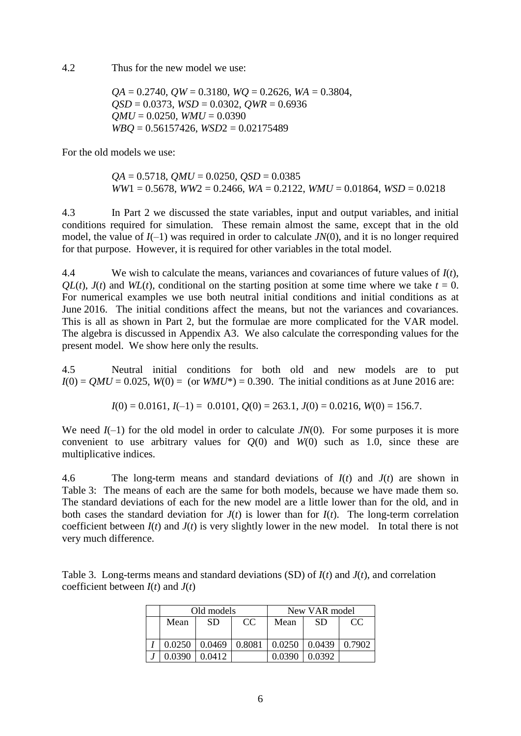4.2 Thus for the new model we use:

> $QA = 0.2740$, $QW = 0.3180$, $WQ = 0.2626$, $WA = 0.3804$,
> $QSD = 0.0373$, $WSD = 0.0302$, $QWR = 0.6936$
> $QMU = 0.0250$, $WMU = 0.0390$
> $WBQ = 0.56157426$, $WSD2 = 0.02175489$

For the old models we use:

> $QA = 0.5718$, $QMU = 0.0250$, $QSD = 0.0385$
> $WW1 = 0.5678$, $WW2 = 0.2466$, $WA = 0.2122$, $WMU = 0.01864$, $WSD = 0.0218$

4.3 In Part 2 we discussed the state variables, input and output variables, and initial conditions required for simulation. These remain almost the same, except that in the old model, the value of $I(-1)$ was required in order to calculate $JN(0)$, and it is no longer required for that purpose. However, it is required for other variables in the total model.

4.4 We wish to calculate the means, variances and covariances of future values of $I(t)$, $QL(t)$, $J(t)$ and $WL(t)$, conditional on the starting position at some time where we take $t = 0$. For numerical examples we use both neutral initial conditions and initial conditions as at June 2016. The initial conditions affect the means, but not the variances and covariances. This is all as shown in Part 2, but the formulae are more complicated for the VAR model. The algebra is discussed in Appendix A3. We also calculate the corresponding values for the present model. We show here only the results.

4.5 Neutral initial conditions for both old and new models are to put $I(0) = QMU = 0.025$, $W(0) =$ (or $WMU^*$) $= 0.390$. The initial conditions as at June 2016 are:

$$I(0) = 0.0161,\ I(-1) = 0.0101,\ Q(0) = 263.1,\ J(0) = 0.0216,\ W(0) = 156.7.$$

We need $I(-1)$ for the old model in order to calculate $JN(0)$. For some purposes it is more convenient to use arbitrary values for $Q(0)$ and $W(0)$ such as 1.0, since these are multiplicative indices.

4.6 The long-term means and standard deviations of $I(t)$ and $J(t)$ are shown in Table 3: The means of each are the same for both models, because we have made them so. The standard deviations of each for the new model are a little lower than for the old, and in both cases the standard deviation for $J(t)$ is lower than for $I(t)$. The long-term correlation coefficient between $I(t)$ and $J(t)$ is very slightly lower in the new model. In total there is not very much difference.

Table 3. Long-terms means and standard deviations (SD) of $I(t)$ and $J(t)$, and correlation coefficient between $I(t)$ and $J(t)$

| | Old models | | | New VAR model | | |
|---|---|---|---|---|---|---|
| | Mean | SD | CC | Mean | SD | CC |
| *I* | 0.0250 | 0.0469 | 0.8081 | 0.0250 | 0.0439 | 0.7902 |
| *J* | 0.0390 | 0.0412 | | 0.0390 | 0.0392 | |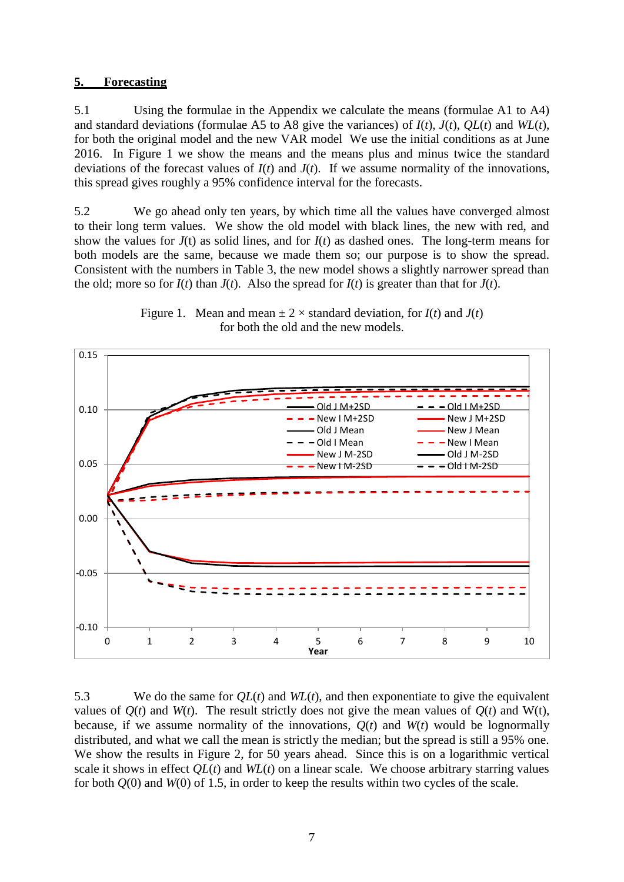## 5. Forecasting

5.1 Using the formulae in the Appendix we calculate the means (formulae A1 to A4) and standard deviations (formulae A5 to A8 give the variances) of $I(t)$, $J(t)$, $QL(t)$ and $WL(t)$, for both the original model and the new VAR model We use the initial conditions as at June 2016. In Figure 1 we show the means and the means plus and minus twice the standard deviations of the forecast values of $I(t)$ and $J(t)$. If we assume normality of the innovations, this spread gives roughly a 95% confidence interval for the forecasts.

5.2 We go ahead only ten years, by which time all the values have converged almost to their long term values. We show the old model with black lines, the new with red, and show the values for $J$(t) as solid lines, and for $I(t)$ as dashed ones. The long-term means for both models are the same, because we made them so; our purpose is to show the spread. Consistent with the numbers in Table 3, the new model shows a slightly narrower spread than the old; more so for $I(t)$ than $J(t)$. Also the spread for $I(t)$ is greater than that for $J(t)$.

Figure 1. Mean and mean ± 2 × standard deviation, for $I(t)$ and $J(t)$ for both the old and the new models.

5.3 We do the same for $QL(t)$ and $WL(t)$, and then exponentiate to give the equivalent values of $Q(t)$ and $W(t)$. The result strictly does not give the mean values of $Q(t)$ and W(t), because, if we assume normality of the innovations, $Q(t)$ and $W(t)$ would be lognormally distributed, and what we call the mean is strictly the median; but the spread is still a 95% one. We show the results in Figure 2, for 50 years ahead. Since this is on a logarithmic vertical scale it shows in effect $QL(t)$ and $WL(t)$ on a linear scale. We choose arbitrary starring values for both $Q(0)$ and $W(0)$ of 1.5, in order to keep the results within two cycles of the scale.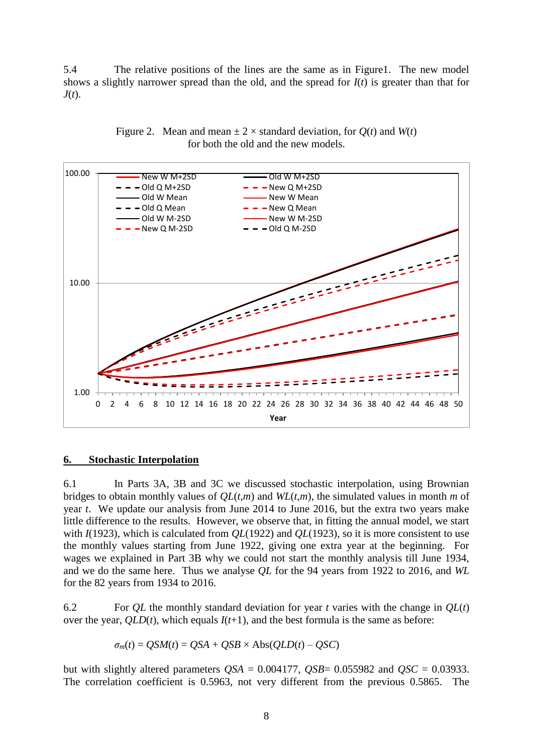5.4 The relative positions of the lines are the same as in Figure1. The new model shows a slightly narrower spread than the old, and the spread for $I(t)$ is greater than that for $J(t)$.

Figure 2. Mean and mean ± 2 × standard deviation, for $Q(t)$ and $W(t)$ for both the old and the new models.

## 6. Stochastic Interpolation

6.1 In Parts 3A, 3B and 3C we discussed stochastic interpolation, using Brownian bridges to obtain monthly values of $QL(t,m)$ and $WL(t,m)$, the simulated values in month $m$ of year $t$. We update our analysis from June 2014 to June 2016, but the extra two years make little difference to the results. However, we observe that, in fitting the annual model, we start with $I(1923)$, which is calculated from $QL(1922)$ and $QL(1923)$, so it is more consistent to use the monthly values starting from June 1922, giving one extra year at the beginning. For wages we explained in Part 3B why we could not start the monthly analysis till June 1934, and we do the same here. Thus we analyse $QL$ for the 94 years from 1922 to 2016, and $WL$ for the 82 years from 1934 to 2016.

6.2 For $QL$ the monthly standard deviation for year $t$ varies with the change in $QL(t)$ over the year, $QLD(t)$, which equals $I(t+1)$, and the best formula is the same as before:

$$\sigma_m(t) = QSM(t) = QSA + QSB \times \text{Abs}(QLD(t) - QSC)$$

but with slightly altered parameters $QSA = 0.004177$, $QSB = 0.055982$ and $QSC = 0.03933$. The correlation coefficient is 0.5963, not very different from the previous 0.5865. The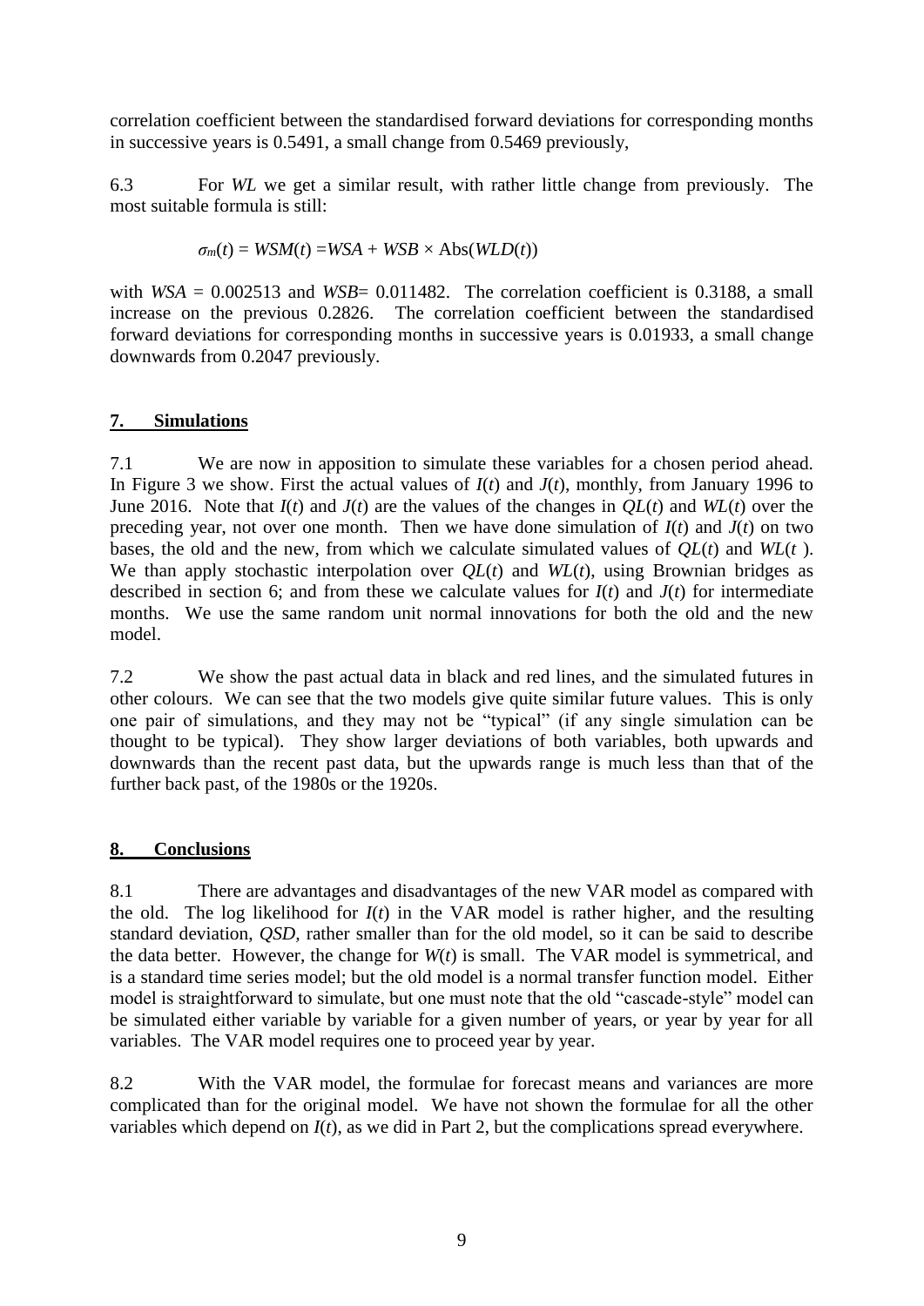correlation coefficient between the standardised forward deviations for corresponding months in successive years is 0.5491, a small change from 0.5469 previously,

6.3 For *WL* we get a similar result, with rather little change from previously. The most suitable formula is still:

$$\sigma_m(t) = WSM(t) = WSA + WSB \times \text{Abs}(WLD(t))$$

with $WSA = 0.002513$ and $WSB = 0.011482$. The correlation coefficient is 0.3188, a small increase on the previous 0.2826. The correlation coefficient between the standardised forward deviations for corresponding months in successive years is 0.01933, a small change downwards from 0.2047 previously.

## 7. Simulations

7.1 We are now in apposition to simulate these variables for a chosen period ahead. In Figure 3 we show. First the actual values of $I(t)$ and $J(t)$, monthly, from January 1996 to June 2016. Note that $I(t)$ and $J(t)$ are the values of the changes in $QL(t)$ and $WL(t)$ over the preceding year, not over one month. Then we have done simulation of $I(t)$ and $J(t)$ on two bases, the old and the new, from which we calculate simulated values of $QL(t)$ and $WL(t)$. We than apply stochastic interpolation over $QL(t)$ and $WL(t)$, using Brownian bridges as described in section 6; and from these we calculate values for $I(t)$ and $J(t)$ for intermediate months. We use the same random unit normal innovations for both the old and the new model.

7.2 We show the past actual data in black and red lines, and the simulated futures in other colours. We can see that the two models give quite similar future values. This is only one pair of simulations, and they may not be "typical" (if any single simulation can be thought to be typical). They show larger deviations of both variables, both upwards and downwards than the recent past data, but the upwards range is much less than that of the further back past, of the 1980s or the 1920s.

## 8. Conclusions

8.1 There are advantages and disadvantages of the new VAR model as compared with the old. The log likelihood for $I(t)$ in the VAR model is rather higher, and the resulting standard deviation, *QSD*, rather smaller than for the old model, so it can be said to describe the data better. However, the change for $W(t)$ is small. The VAR model is symmetrical, and is a standard time series model; but the old model is a normal transfer function model. Either model is straightforward to simulate, but one must note that the old "cascade-style" model can be simulated either variable by variable for a given number of years, or year by year for all variables. The VAR model requires one to proceed year by year.

8.2 With the VAR model, the formulae for forecast means and variances are more complicated than for the original model. We have not shown the formulae for all the other variables which depend on $I(t)$, as we did in Part 2, but the complications spread everywhere.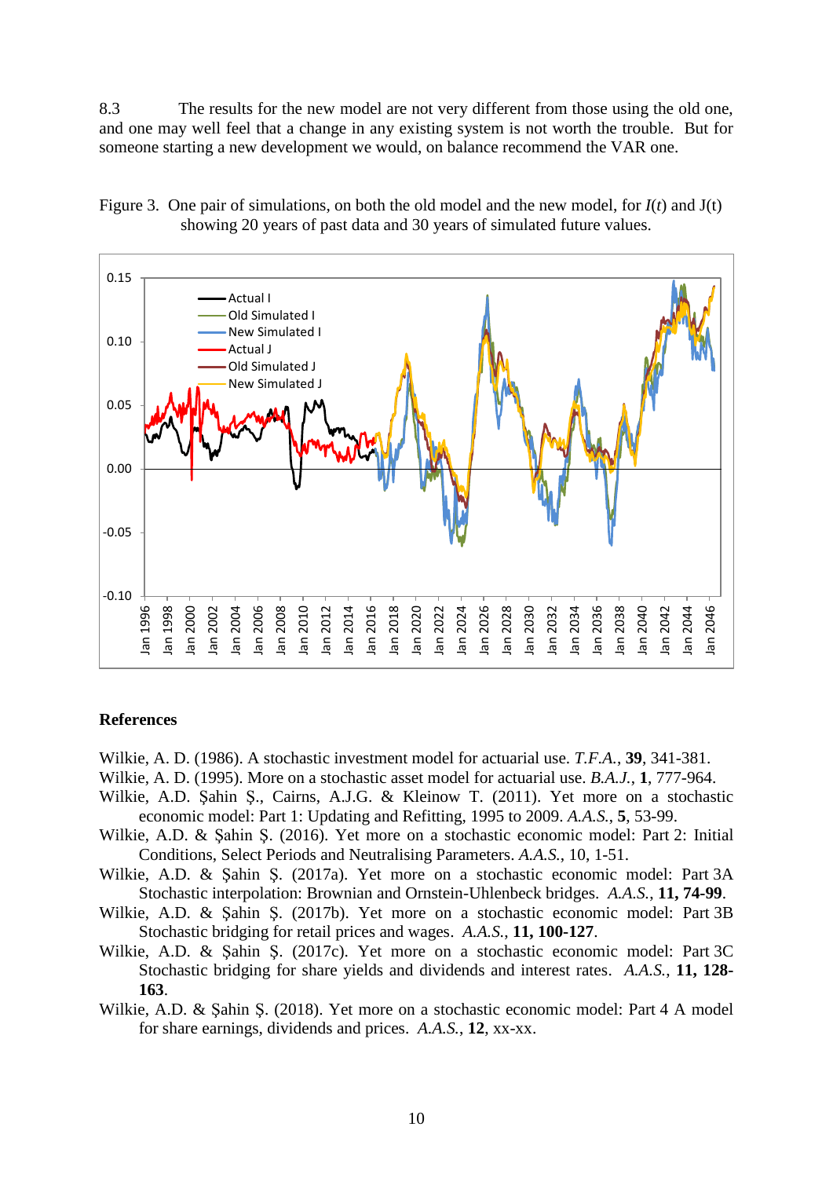8.3 The results for the new model are not very different from those using the old one, and one may well feel that a change in any existing system is not worth the trouble. But for someone starting a new development we would, on balance recommend the VAR one.

Figure 3. One pair of simulations, on both the old model and the new model, for $I(t)$ and J(t) showing 20 years of past data and 30 years of simulated future values.

## References

Wilkie, A. D. (1986). A stochastic investment model for actuarial use. *T.F.A.*, **39**, 341-381.

Wilkie, A. D. (1995). More on a stochastic asset model for actuarial use. *B.A.J.*, **1**, 777-964.

Wilkie, A.D. Şahin Ş., Cairns, A.J.G. & Kleinow T. (2011). Yet more on a stochastic economic model: Part 1: Updating and Refitting, 1995 to 2009. *A.A.S.*, **5**, 53-99.

Wilkie, A.D. & Şahin Ş. (2016). Yet more on a stochastic economic model: Part 2: Initial Conditions, Select Periods and Neutralising Parameters. *A.A.S.*, 10, 1-51.

Wilkie, A.D. & Şahin Ş. (2017a). Yet more on a stochastic economic model: Part 3A Stochastic interpolation: Brownian and Ornstein-Uhlenbeck bridges. *A.A.S.*, **11, 74-99**.

Wilkie, A.D. & Şahin Ş. (2017b). Yet more on a stochastic economic model: Part 3B Stochastic bridging for retail prices and wages. *A.A.S.*, **11, 100-127**.

Wilkie, A.D. & Şahin Ş. (2017c). Yet more on a stochastic economic model: Part 3C Stochastic bridging for share yields and dividends and interest rates. *A.A.S.*, **11, 128-163**.

Wilkie, A.D. & Şahin Ş. (2018). Yet more on a stochastic economic model: Part 4 A model for share earnings, dividends and prices. *A.A.S.*, **12**, xx-xx.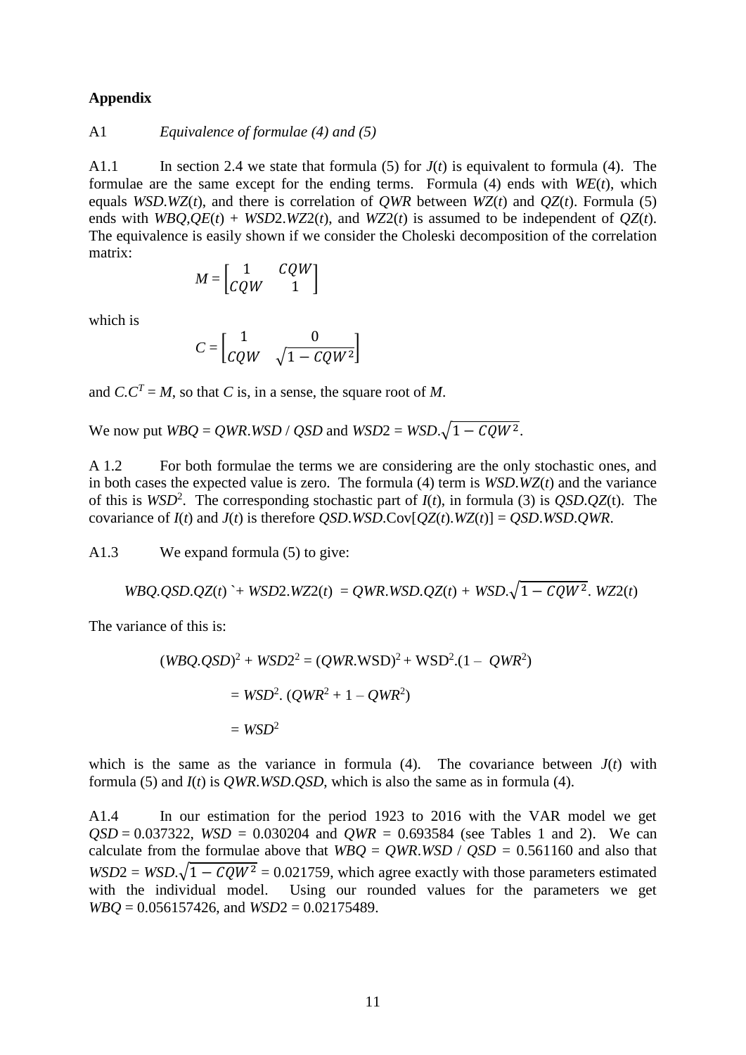**Appendix**

A1 *Equivalence of formulae (4) and (5)*

A1.1 In section 2.4 we state that formula (5) for $J(t)$ is equivalent to formula (4). The formulae are the same except for the ending terms. Formula (4) ends with $WE(t)$, which equals $WSD.WZ(t)$, and there is correlation of $QWR$ between $WZ(t)$ and $QZ(t)$. Formula (5) ends with $WBQ,QE(t)$ + $WSD2.WZ2(t)$, and $WZ2(t)$ is assumed to be independent of $QZ(t)$. The equivalence is easily shown if we consider the Choleski decomposition of the correlation matrix:

$$M = \begin{bmatrix} 1 & CQW \\ CQW & 1 \end{bmatrix}$$

which is

$$C = \begin{bmatrix} 1 & 0 \\ CQW & \sqrt{1 - CQW^2} \end{bmatrix}$$

and $C.C^T = M$, so that $C$ is, in a sense, the square root of $M$.

We now put $WBQ = QWR.WSD / QSD$ and $WSD2 = WSD.\sqrt{1 - CQW^2}$.

A 1.2 For both formulae the terms we are considering are the only stochastic ones, and in both cases the expected value is zero. The formula (4) term is $WSD.WZ(t)$ and the variance of this is $WSD^2$. The corresponding stochastic part of $I(t)$, in formula (3) is $QSD.QZ(t)$. The covariance of $I(t)$ and $J(t)$ is therefore $QSD.WSD.\text{Cov}[QZ(t).WZ(t)] = QSD.WSD.QWR$.

A1.3 We expand formula (5) to give:

$$WBQ.QSD.QZ(t) \text{ `}+ WSD2.WZ2(t) = QWR.WSD.QZ(t) + WSD.\sqrt{1 - CQW^2}.\ WZ2(t)$$

The variance of this is:

$$(WBQ.QSD)^2 + WSD2^2 = (QWR.\text{WSD})^2 + \text{WSD}^2.(1 - QWR^2)$$

$$= WSD^2.\ (QWR^2 + 1 - QWR^2)$$

$$= WSD^2$$

which is the same as the variance in formula (4). The covariance between $J(t)$ with formula (5) and $I(t)$ is $QWR.WSD.QSD$, which is also the same as in formula (4).

A1.4 In our estimation for the period 1923 to 2016 with the VAR model we get $QSD = 0.037322$, $WSD = 0.030204$ and $QWR = 0.693584$ (see Tables 1 and 2). We can calculate from the formulae above that $WBQ = QWR.WSD / QSD = 0.561160$ and also that $WSD2 = WSD.\sqrt{1 - CQW^2} = 0.021759$, which agree exactly with those parameters estimated with the individual model. Using our rounded values for the parameters we get $WBQ = 0.056157426$, and $WSD2 = 0.02175489$.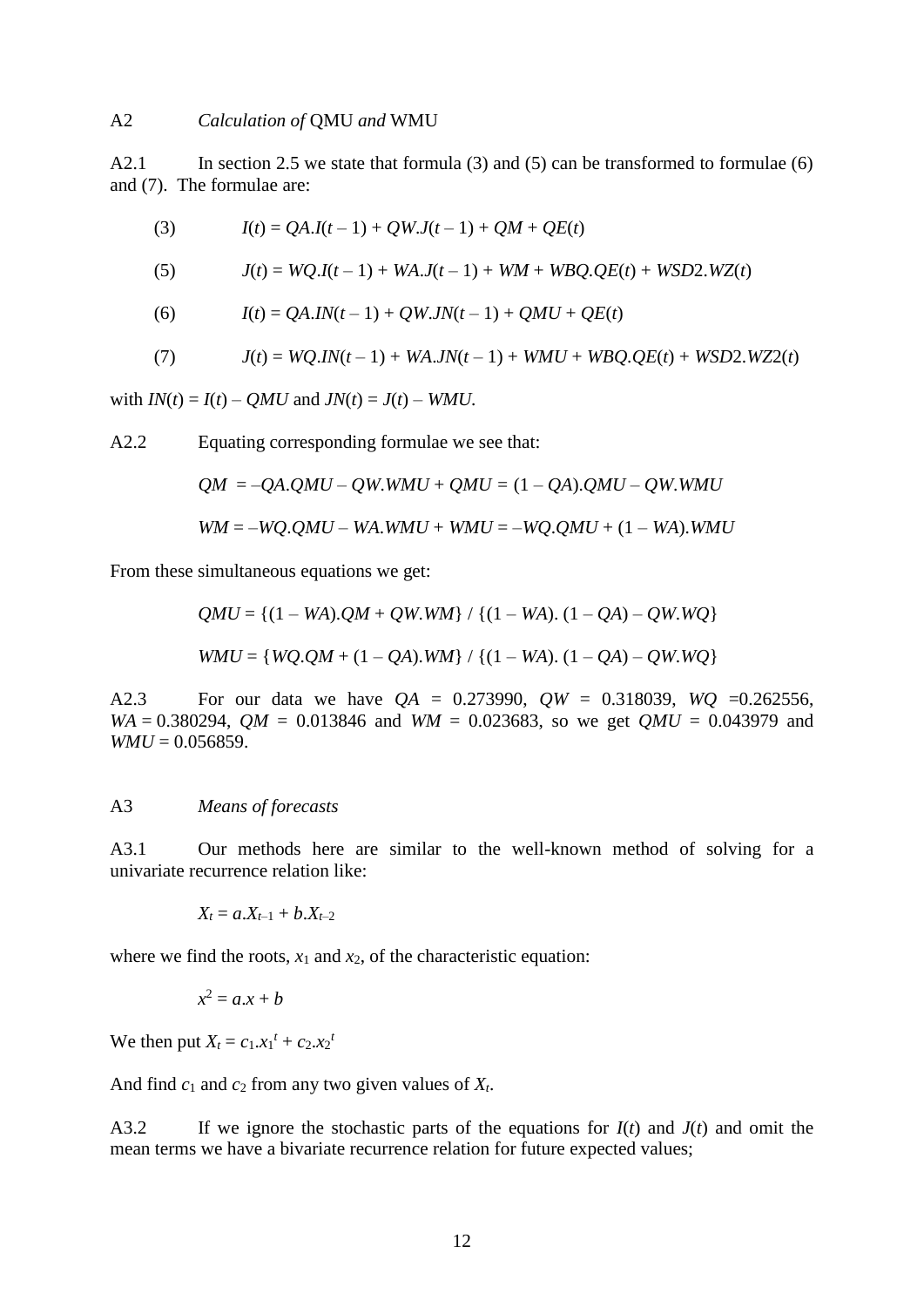## A2 *Calculation of* QMU *and* WMU

A2.1 In section 2.5 we state that formula (3) and (5) can be transformed to formulae (6) and (7). The formulae are:

(3) $I(t) = QA.I(t-1) + QW.J(t-1) + QM + QE(t)$

(5) $J(t) = WQ.I(t-1) + WA.J(t-1) + WM + WBQ.QE(t) + WSD2.WZ(t)$

(6) $I(t) = QA.IN(t-1) + QW.JN(t-1) + QMU + QE(t)$

(7) $J(t) = WQ.IN(t-1) + WA.JN(t-1) + WMU + WBQ.QE(t) + WSD2.WZ2(t)$

with $IN(t) = I(t) - QMU$ and $JN(t) = J(t) - WMU$.

A2.2 Equating corresponding formulae we see that:

$$QM = -QA.QMU - QW.WMU + QMU = (1 - QA).QMU - QW.WMU$$

$$WM = -WQ.QMU - WA.WMU + WMU = -WQ.QMU + (1 - WA).WMU$$

From these simultaneous equations we get:

$$QMU = \{(1 - WA).QM + QW.WM\} / \{(1 - WA).(1 - QA) - QW.WQ\}$$

$$WMU = \{WQ.QM + (1 - QA).WM\} / \{(1 - WA).(1 - QA) - QW.WQ\}$$

A2.3 For our data we have $QA = 0.273990$, $QW = 0.318039$, $WQ = 0.262556$, $WA = 0.380294$, $QM = 0.013846$ and $WM = 0.023683$, so we get $QMU = 0.043979$ and $WMU = 0.056859$.

## A3 *Means of forecasts*

A3.1 Our methods here are similar to the well-known method of solving for a univariate recurrence relation like:

$$X_t = a.X_{t-1} + b.X_{t-2}$$

where we find the roots, $x_1$ and $x_2$, of the characteristic equation:

$$x^2 = a.x + b$$

We then put $X_t = c_1.x_1^t + c_2.x_2^t$

And find $c_1$ and $c_2$ from any two given values of $X_t$.

A3.2 If we ignore the stochastic parts of the equations for $I(t)$ and $J(t)$ and omit the mean terms we have a bivariate recurrence relation for future expected values;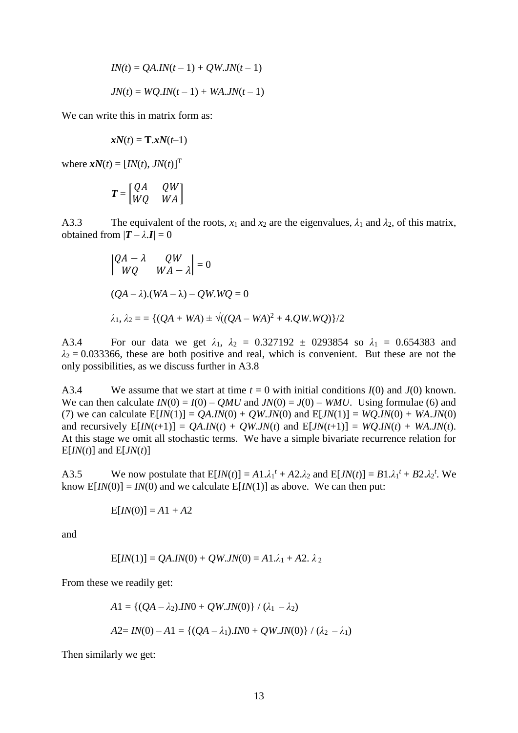$$IN(t) = QA.IN(t-1) + QW.JN(t-1)$$

$$JN(t) = WQ.IN(t-1) + WA.JN(t-1)$$

We can write this in matrix form as:

$$\boldsymbol{xN}(t) = \mathbf{T}.\boldsymbol{xN}(t\text{–}1)$$

where $\boldsymbol{xN}(t) = [IN(t), JN(t)]^{\mathrm{T}}$

$$\boldsymbol{T} = \begin{bmatrix} QA & QW \\ WQ & WA \end{bmatrix}$$

A3.3 The equivalent of the roots, $x_1$ and $x_2$ are the eigenvalues, $\lambda_1$ and $\lambda_2$, of this matrix, obtained from $|\boldsymbol{T} - \lambda.\boldsymbol{I}| = 0$

$$\begin{vmatrix} QA - \lambda & QW \\ WQ & WA - \lambda \end{vmatrix} = 0$$

$$(QA - \lambda).(WA - \lambda) - QW.WQ = 0$$

$$\lambda_1, \lambda_2 = = \{(QA + WA) \pm \sqrt{((QA - WA)^2 + 4.QW.WQ)}\}/2$$

A3.4 For our data we get $\lambda_1$, $\lambda_2$ = 0.327192 ± 0293854 so $\lambda_1$ = 0.654383 and $\lambda_2$ = 0.033366, these are both positive and real, which is convenient. But these are not the only possibilities, as we discuss further in A3.8

A3.4 We assume that we start at time $t = 0$ with initial conditions $I(0)$ and $J(0)$ known. We can then calculate $IN(0) = I(0) - QMU$ and $JN(0) = J(0) - WMU$. Using formulae (6) and (7) we can calculate $\mathrm{E}[IN(1)] = QA.IN(0) + QW.JN(0)$ and $\mathrm{E}[JN(1)] = WQ.IN(0) + WA.JN(0)$ and recursively $\mathrm{E}[IN(t+1)] = QA.IN(t) + QW.JN(t)$ and $\mathrm{E}[JN(t+1)] = WQ.IN(t) + WA.JN(t)$. At this stage we omit all stochastic terms. We have a simple bivariate recurrence relation for $\mathrm{E}[IN(t)]$ and $\mathrm{E}[JN(t)]$

A3.5 We now postulate that $\mathrm{E}[IN(t)] = A1.\lambda_1^t + A2.\lambda_2$ and $\mathrm{E}[JN(t)] = B1.\lambda_1^t + B2.\lambda_2^t$. We know $\mathrm{E}[IN(0)] = IN(0)$ and we calculate $\mathrm{E}[IN(1)]$ as above. We can then put:

$$\mathrm{E}[IN(0)] = A1 + A2$$

and

$$\mathrm{E}[IN(1)] = QA.IN(0) + QW.JN(0) = A1.\lambda_1 + A2.\,\lambda_2$$

From these we readily get:

$$A1 = \{(QA - \lambda_2).IN0 + QW.JN(0)\} / (\lambda_1 - \lambda_2)$$

$$A2 = IN(0) - A1 = \{(QA - \lambda_1).IN0 + QW.JN(0)\} / (\lambda_2 - \lambda_1)$$

Then similarly we get: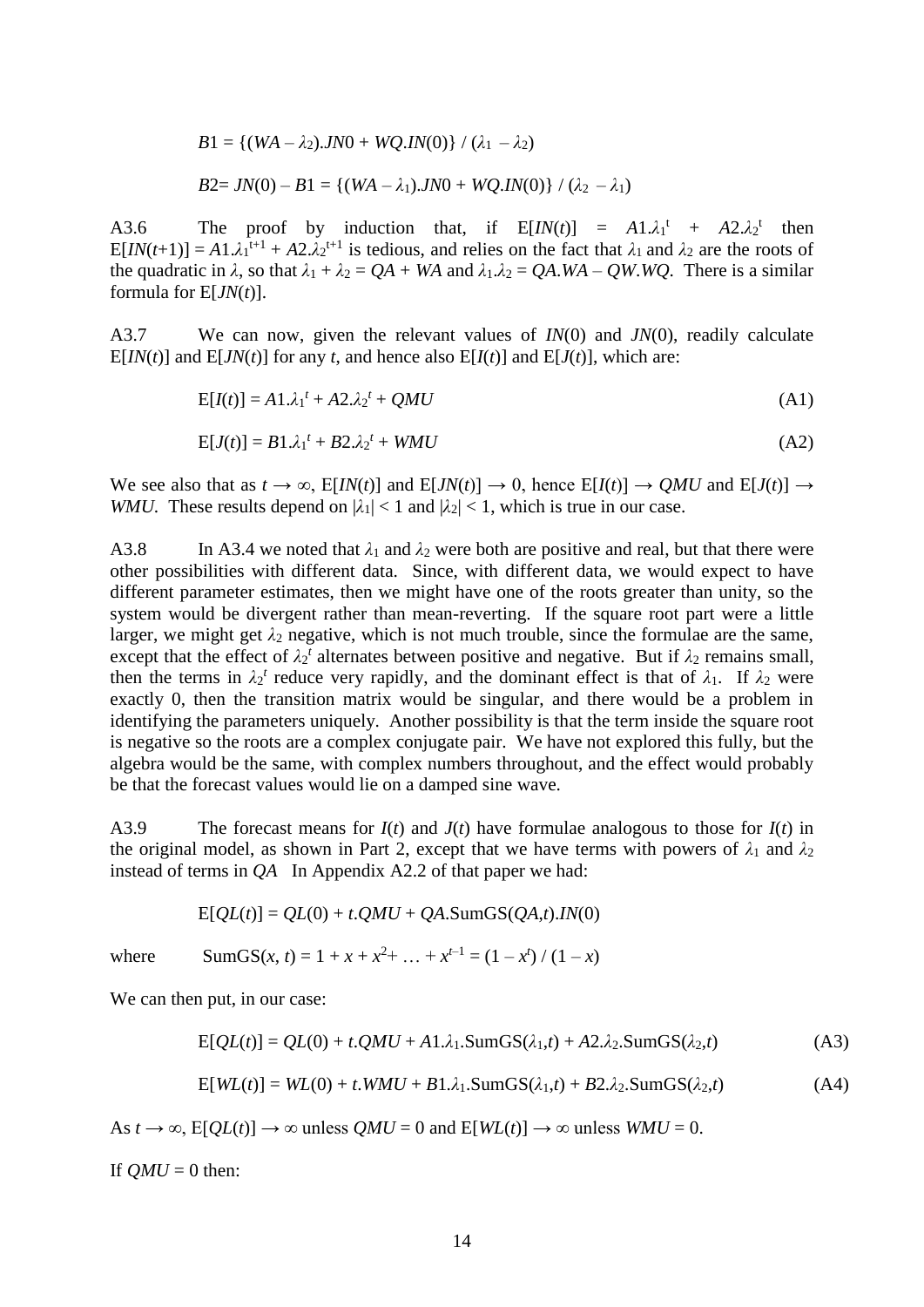$$B1 = \{(WA - \lambda_2).JN0 + WQ.IN(0)\} / (\lambda_1 - \lambda_2)$$

$$B2 = JN(0) - B1 = \{(WA - \lambda_1).JN0 + WQ.IN(0)\} / (\lambda_2 - \lambda_1)$$

A3.6 The proof by induction that, if $E[IN(t)] = A1.\lambda_1^t + A2.\lambda_2^t$ then $E[IN(t+1)] = A1.\lambda_1^{t+1} + A2.\lambda_2^{t+1}$ is tedious, and relies on the fact that $\lambda_1$ and $\lambda_2$ are the roots of the quadratic in $\lambda$, so that $\lambda_1 + \lambda_2 = QA + WA$ and $\lambda_1.\lambda_2 = QA.WA - QW.WQ$. There is a similar formula for $E[JN(t)]$.

A3.7 We can now, given the relevant values of $IN(0)$ and $JN(0)$, readily calculate $E[IN(t)]$ and $E[JN(t)]$ for any $t$, and hence also $E[I(t)]$ and $E[J(t)]$, which are:

$$E[I(t)] = A1.\lambda_1^t + A2.\lambda_2^t + QMU \quad \text{(A1)}$$

$$E[J(t)] = B1.\lambda_1^t + B2.\lambda_2^t + WMU \quad \text{(A2)}$$

We see also that as $t \to \infty$, $E[IN(t)]$ and $E[JN(t)] \to 0$, hence $E[I(t)] \to QMU$ and $E[J(t)] \to WMU$. These results depend on $|\lambda_1| < 1$ and $|\lambda_2| < 1$, which is true in our case.

A3.8 In A3.4 we noted that $\lambda_1$ and $\lambda_2$ were both are positive and real, but that there were other possibilities with different data. Since, with different data, we would expect to have different parameter estimates, then we might have one of the roots greater than unity, so the system would be divergent rather than mean-reverting. If the square root part were a little larger, we might get $\lambda_2$ negative, which is not much trouble, since the formulae are the same, except that the effect of $\lambda_2^t$ alternates between positive and negative. But if $\lambda_2$ remains small, then the terms in $\lambda_2^t$ reduce very rapidly, and the dominant effect is that of $\lambda_1$. If $\lambda_2$ were exactly 0, then the transition matrix would be singular, and there would be a problem in identifying the parameters uniquely. Another possibility is that the term inside the square root is negative so the roots are a complex conjugate pair. We have not explored this fully, but the algebra would be the same, with complex numbers throughout, and the effect would probably be that the forecast values would lie on a damped sine wave.

A3.9 The forecast means for $I(t)$ and $J(t)$ have formulae analogous to those for $I(t)$ in the original model, as shown in Part 2, except that we have terms with powers of $\lambda_1$ and $\lambda_2$ instead of terms in $QA$ In Appendix A2.2 of that paper we had:

$$E[QL(t)] = QL(0) + t.QMU + QA.\text{SumGS}(QA,t).IN(0)$$

where $\text{SumGS}(x, t) = 1 + x + x^2 + \ldots + x^{t-1} = (1 - x^t) / (1 - x)$

We can then put, in our case:

$$E[QL(t)] = QL(0) + t.QMU + A1.\lambda_1.\text{SumGS}(\lambda_1,t) + A2.\lambda_2.\text{SumGS}(\lambda_2,t) \quad \text{(A3)}$$

$$E[WL(t)] = WL(0) + t.WMU + B1.\lambda_1.\text{SumGS}(\lambda_1,t) + B2.\lambda_2.\text{SumGS}(\lambda_2,t) \quad \text{(A4)}$$

As $t \to \infty$, $E[QL(t)] \to \infty$ unless $QMU = 0$ and $E[WL(t)] \to \infty$ unless $WMU = 0$.

If $QMU = 0$ then: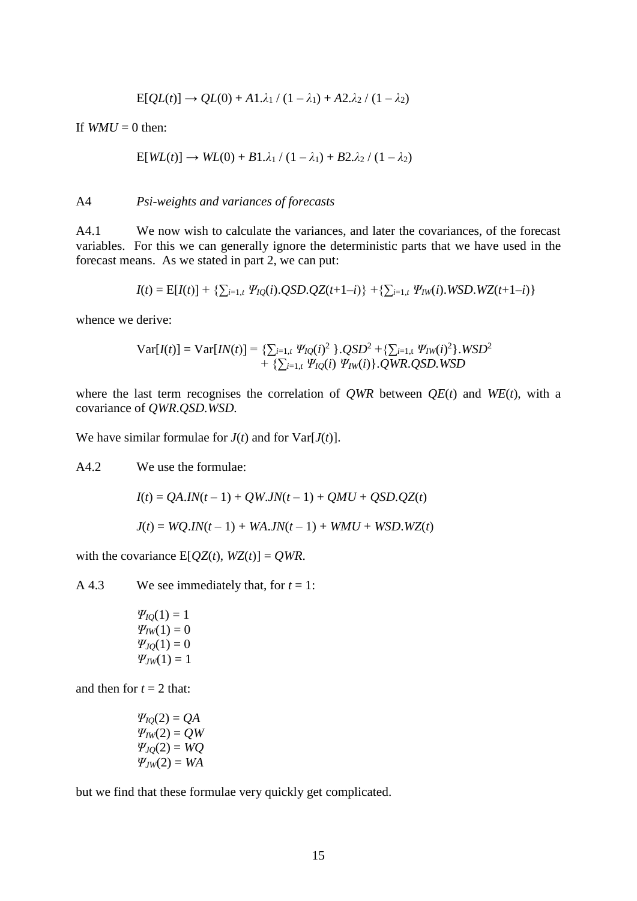$$E[QL(t)] \to QL(0) + A1.\lambda_1 / (1 - \lambda_1) + A2.\lambda_2 / (1 - \lambda_2)$$

If $WMU = 0$ then:

$$E[WL(t)] \to WL(0) + B1.\lambda_1 / (1 - \lambda_1) + B2.\lambda_2 / (1 - \lambda_2)$$

A4 *Psi-weights and variances of forecasts*

A4.1 We now wish to calculate the variances, and later the covariances, of the forecast variables. For this we can generally ignore the deterministic parts that we have used in the forecast means. As we stated in part 2, we can put:

$$I(t) = E[I(t)] + \{\textstyle\sum_{i=1,t} \Psi_{IQ}(i).QSD.QZ(t+1-i)\} + \{\textstyle\sum_{i=1,t} \Psi_{IW}(i).WSD.WZ(t+1-i)\}$$

whence we derive:

$$\text{Var}[I(t)] = \text{Var}[IN(t)] = \{\textstyle\sum_{i=1,t} \Psi_{IQ}(i)^2\}.QSD^2 + \{\textstyle\sum_{i=1,t} \Psi_{IW}(i)^2\}.WSD^2 + \{\textstyle\sum_{i=1,t} \Psi_{IQ}(i)\, \Psi_{IW}(i)\}.QWR.QSD.WSD$$

where the last term recognises the correlation of $QWR$ between $QE(t)$ and $WE(t)$, with a covariance of $QWR.QSD.WSD$.

We have similar formulae for $J(t)$ and for $\text{Var}[J(t)]$.

A4.2 We use the formulae:

$$I(t) = QA.IN(t-1) + QW.JN(t-1) + QMU + QSD.QZ(t)$$

$$J(t) = WQ.IN(t-1) + WA.JN(t-1) + WMU + WSD.WZ(t)$$

with the covariance $E[QZ(t), WZ(t)] = QWR$.

A 4.3 We see immediately that, for $t = 1$:

$\Psi_{IQ}(1) = 1$
$\Psi_{IW}(1) = 0$
$\Psi_{JQ}(1) = 0$
$\Psi_{JW}(1) = 1$

and then for $t = 2$ that:

$\Psi_{IQ}(2) = QA$
$\Psi_{IW}(2) = QW$
$\Psi_{JQ}(2) = WQ$
$\Psi_{JW}(2) = WA$

but we find that these formulae very quickly get complicated.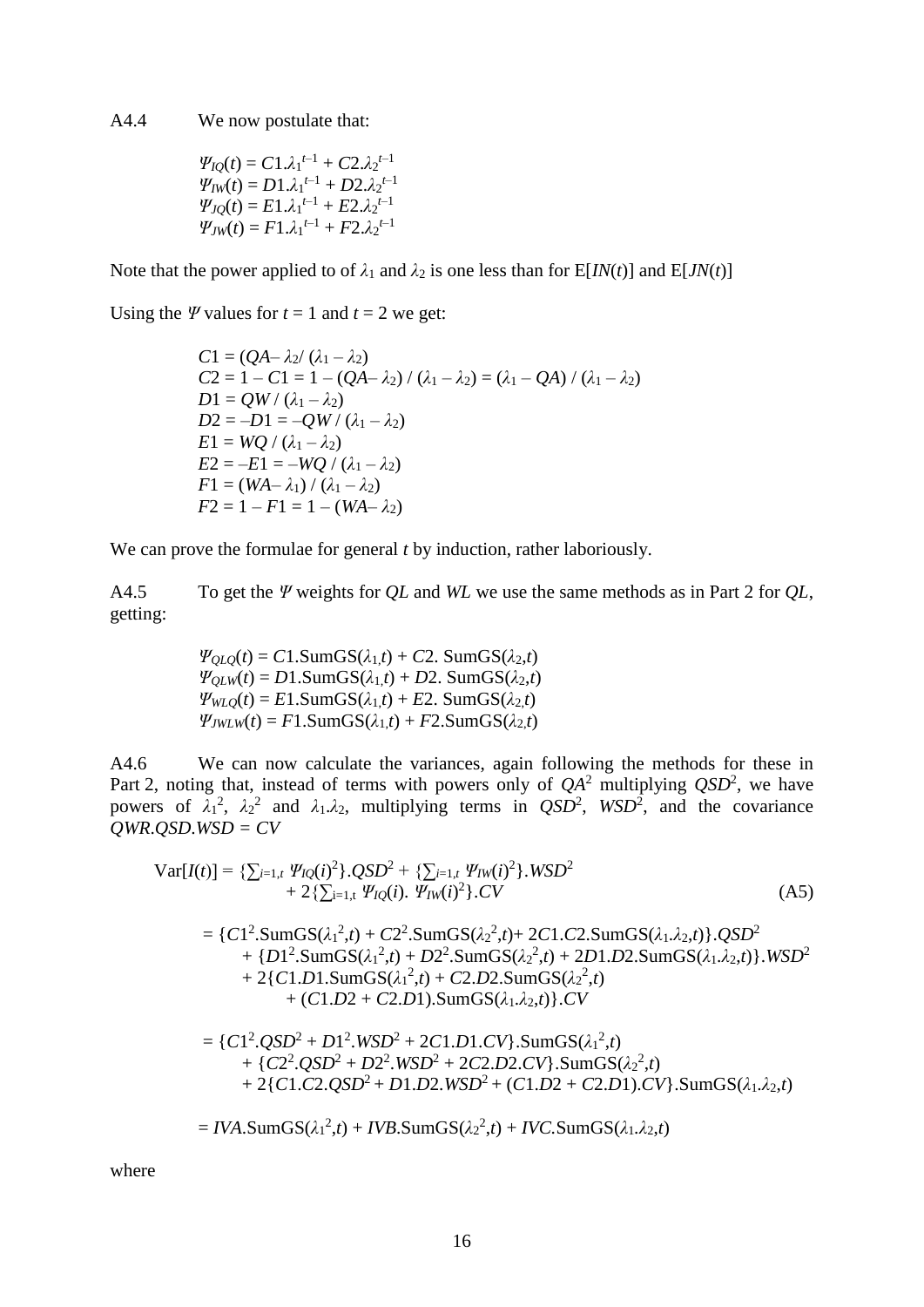A4.4 We now postulate that:

$$\Psi_{IQ}(t) = C1.\lambda_1^{t-1} + C2.\lambda_2^{t-1}$$
$$\Psi_{IW}(t) = D1.\lambda_1^{t-1} + D2.\lambda_2^{t-1}$$
$$\Psi_{JQ}(t) = E1.\lambda_1^{t-1} + E2.\lambda_2^{t-1}$$
$$\Psi_{JW}(t) = F1.\lambda_1^{t-1} + F2.\lambda_2^{t-1}$$

Note that the power applied to of $\lambda_1$ and $\lambda_2$ is one less than for E[$IN(t)$] and E[$JN(t)$]

Using the $\Psi$ values for $t = 1$ and $t = 2$ we get:

$$C1 = (QA - \lambda_2 / (\lambda_1 - \lambda_2)$$
$$C2 = 1 - C1 = 1 - (QA - \lambda_2) / (\lambda_1 - \lambda_2) = (\lambda_1 - QA) / (\lambda_1 - \lambda_2)$$
$$D1 = QW / (\lambda_1 - \lambda_2)$$
$$D2 = -D1 = -QW / (\lambda_1 - \lambda_2)$$
$$E1 = WQ / (\lambda_1 - \lambda_2)$$
$$E2 = -E1 = -WQ / (\lambda_1 - \lambda_2)$$
$$F1 = (WA - \lambda_1) / (\lambda_1 - \lambda_2)$$
$$F2 = 1 - F1 = 1 - (WA - \lambda_2)$$

We can prove the formulae for general $t$ by induction, rather laboriously.

A4.5 To get the $\Psi$ weights for $QL$ and $WL$ we use the same methods as in Part 2 for $QL$, getting:

$$\Psi_{QLQ}(t) = C1.\text{SumGS}(\lambda_1,t) + C2.\ \text{SumGS}(\lambda_2,t)$$
$$\Psi_{QLW}(t) = D1.\text{SumGS}(\lambda_1,t) + D2.\ \text{SumGS}(\lambda_2,t)$$
$$\Psi_{WLQ}(t) = E1.\text{SumGS}(\lambda_1,t) + E2.\ \text{SumGS}(\lambda_2,t)$$
$$\Psi_{JWLW}(t) = F1.\text{SumGS}(\lambda_1,t) + F2.\text{SumGS}(\lambda_2,t)$$

A4.6 We can now calculate the variances, again following the methods for these in Part 2, noting that, instead of terms with powers only of $QA^2$ multiplying $QSD^2$, we have powers of $\lambda_1^2$, $\lambda_2^2$ and $\lambda_1.\lambda_2$, multiplying terms in $QSD^2$, $WSD^2$, and the covariance $QWR.QSD.WSD = CV$

$$\text{Var}[I(t)] = \{\textstyle\sum_{i=1,t} \Psi_{IQ}(i)^2\}.QSD^2 + \{\sum_{i=1,t} \Psi_{IW}(i)^2\}.WSD^2 + 2\{\sum_{i=1,t} \Psi_{IQ}(i).\ \Psi_{IW}(i)^2\}.CV \quad \text{(A5)}$$

$$= \{C1^2.\text{SumGS}(\lambda_1^2,t) + C2^2.\text{SumGS}(\lambda_2^2,t) + 2C1.C2.\text{SumGS}(\lambda_1.\lambda_2,t)\}.QSD^2$$
$$+ \{D1^2.\text{SumGS}(\lambda_1^2,t) + D2^2.\text{SumGS}(\lambda_2^2,t) + 2D1.D2.\text{SumGS}(\lambda_1.\lambda_2,t)\}.WSD^2$$
$$+ 2\{C1.D1.\text{SumGS}(\lambda_1^2,t) + C2.D2.\text{SumGS}(\lambda_2^2,t) + (C1.D2 + C2.D1).\text{SumGS}(\lambda_1.\lambda_2,t)\}.CV$$

$$= \{C1^2.QSD^2 + D1^2.WSD^2 + 2C1.D1.CV\}.\text{SumGS}(\lambda_1^2,t)$$
$$+ \{C2^2.QSD^2 + D2^2.WSD^2 + 2C2.D2.CV\}.\text{SumGS}(\lambda_2^2,t)$$
$$+ 2\{C1.C2.QSD^2 + D1.D2.WSD^2 + (C1.D2 + C2.D1).CV\}.\text{SumGS}(\lambda_1.\lambda_2,t)$$

$$= IVA.\text{SumGS}(\lambda_1^2,t) + IVB.\text{SumGS}(\lambda_2^2,t) + IVC.\text{SumGS}(\lambda_1.\lambda_2,t)$$

where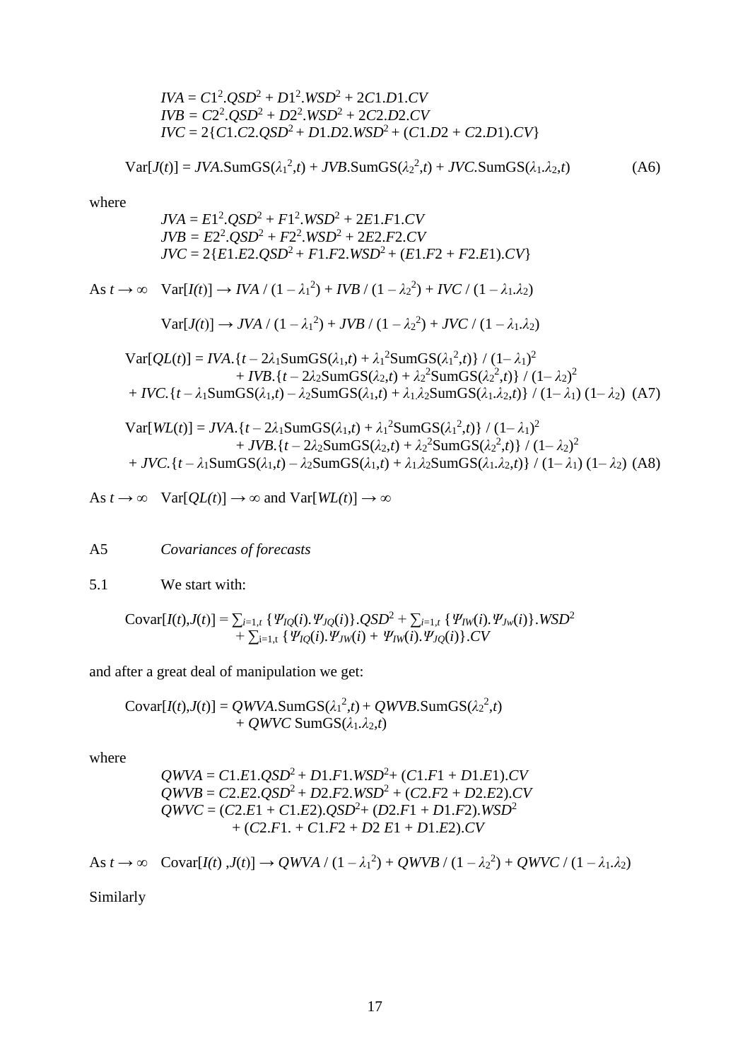$$IVA = C1^2.QSD^2 + D1^2.WSD^2 + 2C1.D1.CV$$
$$IVB = C2^2.QSD^2 + D2^2.WSD^2 + 2C2.D2.CV$$
$$IVC = 2\{C1.C2.QSD^2 + D1.D2.WSD^2 + (C1.D2 + C2.D1).CV\}$$

$$\text{Var}[J(t)] = JVA.\text{SumGS}(\lambda_1^2,t) + JVB.\text{SumGS}(\lambda_2^2,t) + JVC.\text{SumGS}(\lambda_1.\lambda_2,t) \quad \text{(A6)}$$

where

$$JVA = E1^2.QSD^2 + F1^2.WSD^2 + 2E1.F1.CV$$
$$JVB = E2^2.QSD^2 + F2^2.WSD^2 + 2E2.F2.CV$$
$$JVC = 2\{E1.E2.QSD^2 + F1.F2.WSD^2 + (E1.F2 + F2.E1).CV\}$$

As $t \to \infty$ $\quad \text{Var}[I(t)] \to IVA / (1 - \lambda_1^2) + IVB / (1 - \lambda_2^2) + IVC / (1 - \lambda_1.\lambda_2)$

$$\text{Var}[J(t)] \to JVA / (1 - \lambda_1^2) + JVB / (1 - \lambda_2^2) + JVC / (1 - \lambda_1.\lambda_2)$$

$$\begin{aligned}\text{Var}[QL(t)] = {} & IVA.\{t - 2\lambda_1\text{SumGS}(\lambda_1,t) + \lambda_1^2\text{SumGS}(\lambda_1^2,t)\} / (1-\lambda_1)^2 \\ & + IVB.\{t - 2\lambda_2\text{SumGS}(\lambda_2,t) + \lambda_2^2\text{SumGS}(\lambda_2^2,t)\} / (1-\lambda_2)^2 \\ & + IVC.\{t - \lambda_1\text{SumGS}(\lambda_1,t) - \lambda_2\text{SumGS}(\lambda_1,t) + \lambda_1\lambda_2\text{SumGS}(\lambda_1.\lambda_2,t)\} / (1-\lambda_1)(1-\lambda_2) \quad \text{(A7)}\end{aligned}$$

$$\begin{aligned}\text{Var}[WL(t)] = {} & JVA.\{t - 2\lambda_1\text{SumGS}(\lambda_1,t) + \lambda_1^2\text{SumGS}(\lambda_1^2,t)\} / (1-\lambda_1)^2 \\ & + JVB.\{t - 2\lambda_2\text{SumGS}(\lambda_2,t) + \lambda_2^2\text{SumGS}(\lambda_2^2,t)\} / (1-\lambda_2)^2 \\ & + JVC.\{t - \lambda_1\text{SumGS}(\lambda_1,t) - \lambda_2\text{SumGS}(\lambda_1,t) + \lambda_1\lambda_2\text{SumGS}(\lambda_1.\lambda_2,t)\} / (1-\lambda_1)(1-\lambda_2) \quad \text{(A8)}\end{aligned}$$

As $t \to \infty$ $\quad \text{Var}[QL(t)] \to \infty$ and $\text{Var}[WL(t)] \to \infty$

## A5 *Covariances of forecasts*

5.1 We start with:

$$\begin{aligned}\text{Covar}[I(t),J(t)] = {} & \textstyle\sum_{i=1,t} \{\Psi_{IQ}(i).\Psi_{JQ}(i)\}.QSD^2 + \sum_{i=1,t} \{\Psi_{IW}(i).\Psi_{Jw}(i)\}.WSD^2 \\ & + \textstyle\sum_{i=1,t} \{\Psi_{IQ}(i).\Psi_{JW}(i) + \Psi_{IW}(i).\Psi_{JQ}(i)\}.CV\end{aligned}$$

and after a great deal of manipulation we get:

$$\begin{aligned}\text{Covar}[I(t),J(t)] = {} & QWVA.\text{SumGS}(\lambda_1^2,t) + QWVB.\text{SumGS}(\lambda_2^2,t) \\ & + QWVC\ \text{SumGS}(\lambda_1.\lambda_2,t)\end{aligned}$$

where

$$QWVA = C1.E1.QSD^2 + D1.F1.WSD^2 + (C1.F1 + D1.E1).CV$$
$$QWVB = C2.E2.QSD^2 + D2.F2.WSD^2 + (C2.F2 + D2.E2).CV$$
$$\begin{aligned}QWVC = {} & (C2.E1 + C1.E2).QSD^2 + (D2.F1 + D1.F2).WSD^2 \\ & + (C2.F1. + C1.F2 + D2\ E1 + D1.E2).CV\end{aligned}$$

As $t \to \infty$ $\quad \text{Covar}[I(t), J(t)] \to QWVA / (1 - \lambda_1^2) + QWVB / (1 - \lambda_2^2) + QWVC / (1 - \lambda_1.\lambda_2)$

Similarly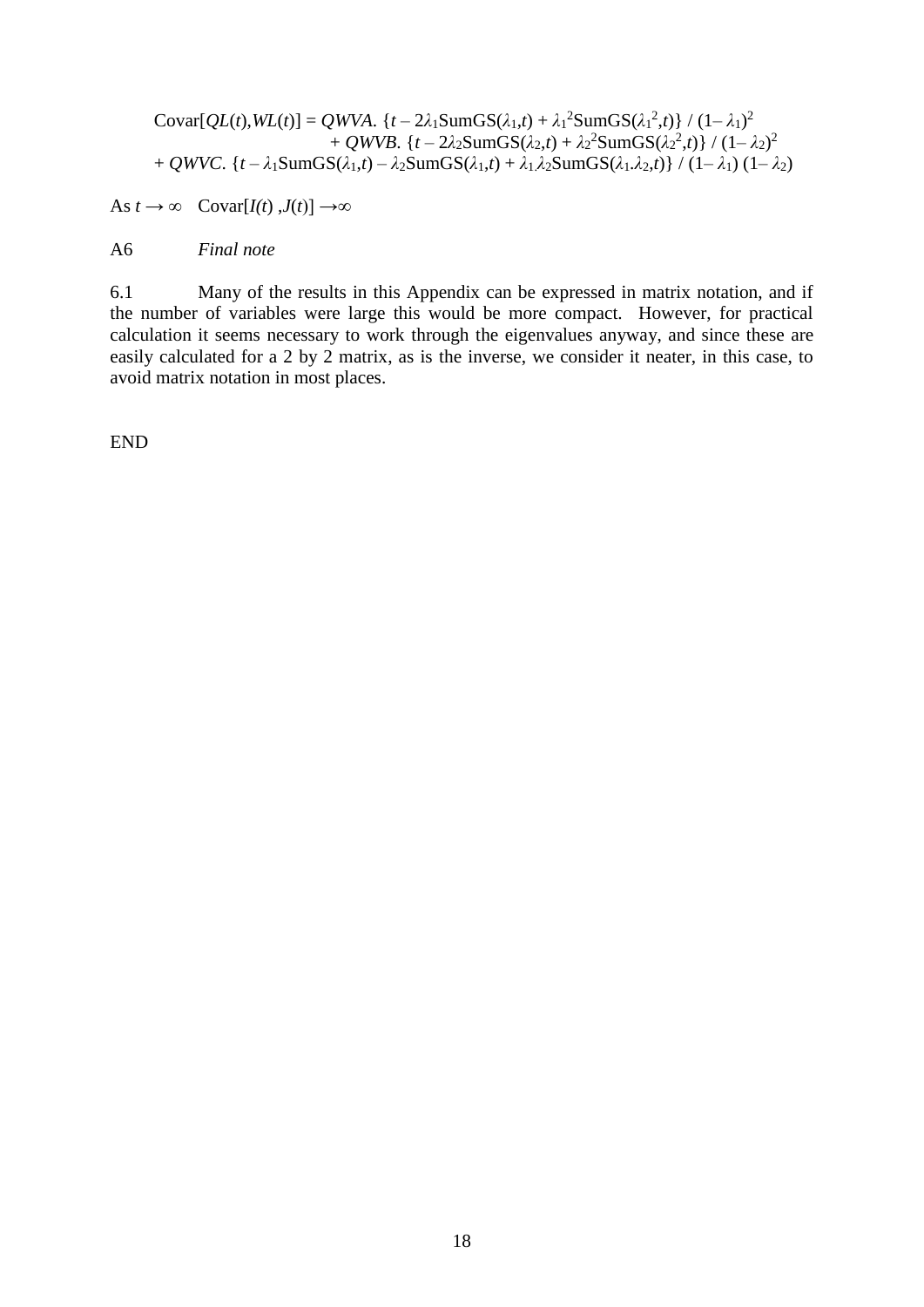$$\text{Covar}[QL(t),WL(t)] = QWVA.\ \{t - 2\lambda_1\text{SumGS}(\lambda_1,t) + \lambda_1^2\text{SumGS}(\lambda_1^2,t)\} / (1-\lambda_1)^2$$
$$+\ QWVB.\ \{t - 2\lambda_2\text{SumGS}(\lambda_2,t) + \lambda_2^2\text{SumGS}(\lambda_2^2,t)\} / (1-\lambda_2)^2$$
$$+\ QWVC.\ \{t - \lambda_1\text{SumGS}(\lambda_1,t) - \lambda_2\text{SumGS}(\lambda_1,t) + \lambda_1\lambda_2\text{SumGS}(\lambda_1.\lambda_2,t)\} / (1-\lambda_1)(1-\lambda_2)$$

As $t \to \infty$ $\text{Covar}[I(t), J(t)] \to \infty$

A6 *Final note*

6.1 Many of the results in this Appendix can be expressed in matrix notation, and if the number of variables were large this would be more compact. However, for practical calculation it seems necessary to work through the eigenvalues anyway, and since these are easily calculated for a 2 by 2 matrix, as is the inverse, we consider it neater, in this case, to avoid matrix notation in most places.

END